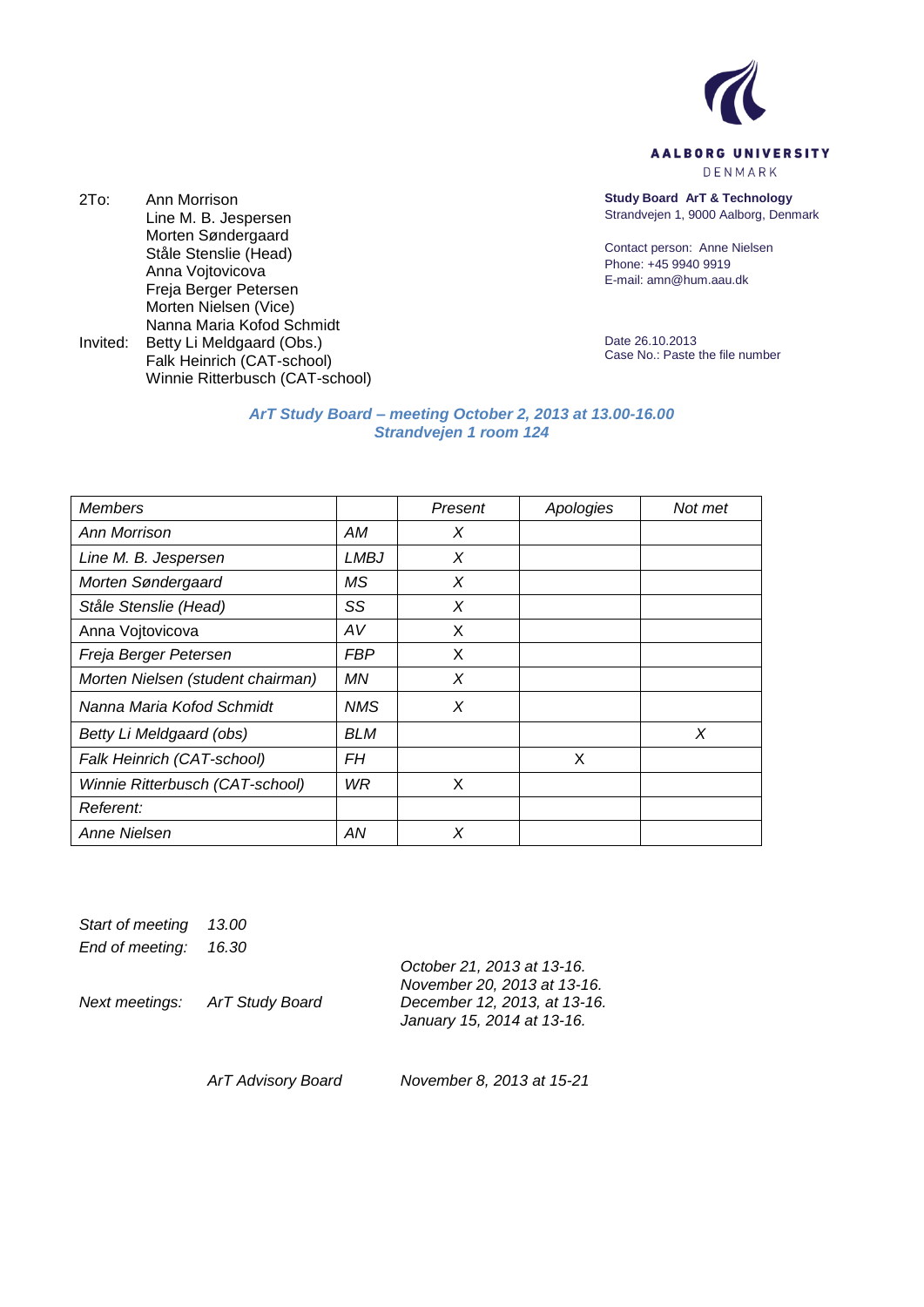AALBORG UNIVERSITY
DENMARK

2To: Ann Morrison
Line M. B. Jespersen
Morten Søndergaard
Ståle Stenslie (Head)
Anna Vojtovicova
Freja Berger Petersen
Morten Nielsen (Vice)
Nanna Maria Kofod Schmidt

Invited: Betty Li Meldgaard (Obs.)
Falk Heinrich (CAT-school)
Winnie Ritterbusch (CAT-school)

**Study Board ArT & Technology**
Strandvejen 1, 9000 Aalborg, Denmark

Contact person: Anne Nielsen
Phone: +45 9940 9919
E-mail: amn@hum.aau.dk

Date 26.10.2013
Case No.: Paste the file number

### *ArT Study Board – meeting October 2, 2013 at 13.00-16.00*
### *Strandvejen 1 room 124*

| *Members* | | *Present* | *Apologies* | *Not met* |
|---|---|---|---|---|
| *Ann Morrison* | *AM* | *X* | | |
| *Line M. B. Jespersen* | *LMBJ* | *X* | | |
| *Morten Søndergaard* | *MS* | *X* | | |
| *Ståle Stenslie (Head)* | *SS* | *X* | | |
| Anna Vojtovicova | *AV* | X | | |
| *Freja Berger Petersen* | *FBP* | X | | |
| *Morten Nielsen (student chairman)* | *MN* | *X* | | |
| *Nanna Maria Kofod Schmidt* | *NMS* | *X* | | |
| *Betty Li Meldgaard (obs)* | *BLM* | | | *X* |
| *Falk Heinrich (CAT-school)* | *FH* | | X | |
| *Winnie Ritterbusch (CAT-school)* | *WR* | X | | |
| *Referent:* | | | | |
| *Anne Nielsen* | *AN* | *X* | | |

*Start of meeting* *13.00*
*End of meeting:* *16.30*

*Next meetings:* *ArT Study Board*
*October 21, 2013 at 13-16.*
*November 20, 2013 at 13-16.*
*December 12, 2013, at 13-16.*
*January 15, 2014 at 13-16.*

*ArT Advisory Board* *November 8, 2013 at 15-21*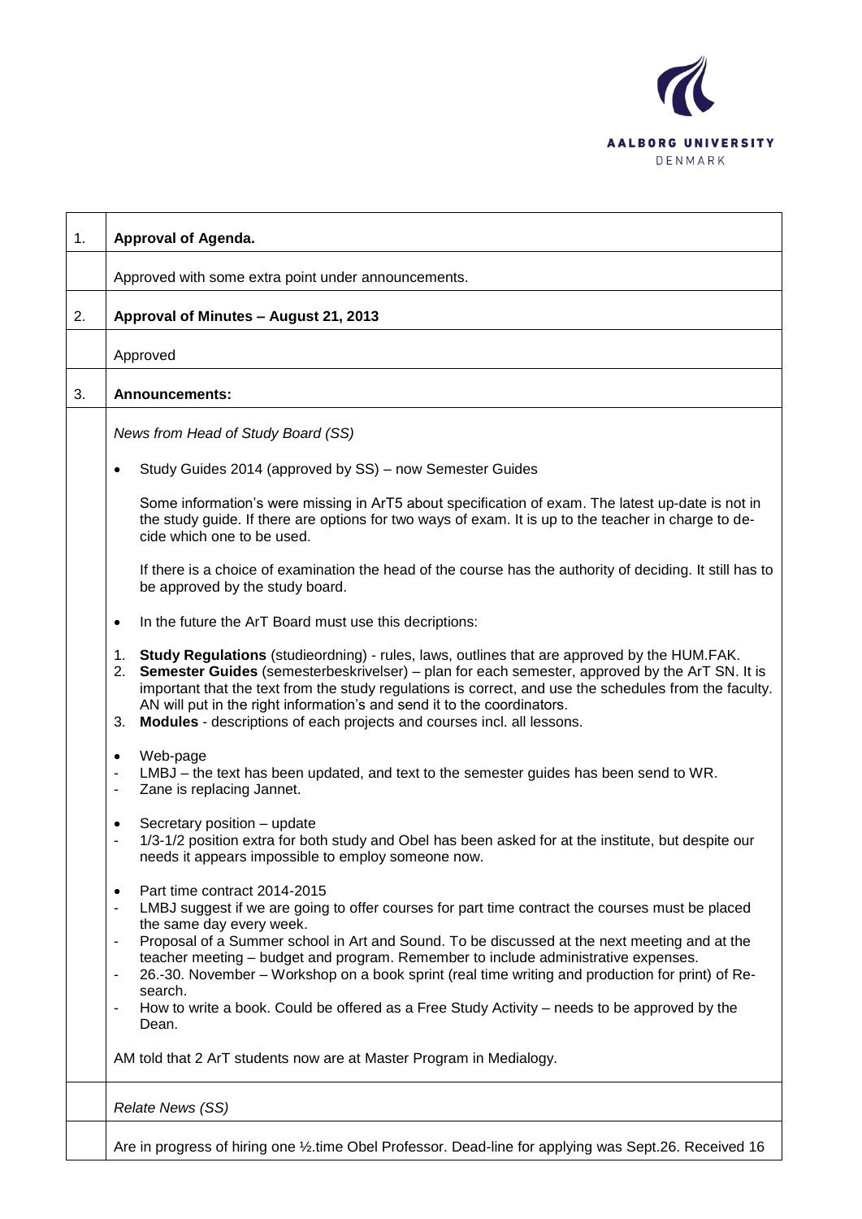| | |
|---|---|
| 1. | **Approval of Agenda.** |
| | Approved with some extra point under announcements. |
| 2. | **Approval of Minutes – August 21, 2013** |
| | Approved |
| 3. | **Announcements:** |
| | *News from Head of Study Board (SS)*<br><br>• Study Guides 2014 (approved by SS) – now Semester Guides<br><br>Some information's were missing in ArT5 about specification of exam. The latest up-date is not in the study guide. If there are options for two ways of exam. It is up to the teacher in charge to decide which one to be used.<br><br>If there is a choice of examination the head of the course has the authority of deciding. It still has to be approved by the study board.<br><br>• In the future the ArT Board must use this decriptions:<br><br>1. **Study Regulations** (studieordning) - rules, laws, outlines that are approved by the HUM.FAK.<br>2. **Semester Guides** (semesterbeskrivelser) – plan for each semester, approved by the ArT SN. It is important that the text from the study regulations is correct, and use the schedules from the faculty. AN will put in the right information's and send it to the coordinators.<br>3. **Modules** - descriptions of each projects and courses incl. all lessons.<br><br>• Web-page<br>- LMBJ – the text has been updated, and text to the semester guides has been send to WR.<br>- Zane is replacing Jannet.<br><br>• Secretary position – update<br>- 1/3-1/2 position extra for both study and Obel has been asked for at the institute, but despite our needs it appears impossible to employ someone now.<br><br>• Part time contract 2014-2015<br>- LMBJ suggest if we are going to offer courses for part time contract the courses must be placed the same day every week.<br>- Proposal of a Summer school in Art and Sound. To be discussed at the next meeting and at the teacher meeting – budget and program. Remember to include administrative expenses.<br>- 26.-30. November – Workshop on a book sprint (real time writing and production for print) of Re-search.<br>- How to write a book. Could be offered as a Free Study Activity – needs to be approved by the Dean.<br><br>AM told that 2 ArT students now are at Master Program in Medialogy. |
| | *Relate News (SS)* |
| | Are in progress of hiring one ½.time Obel Professor. Dead-line for applying was Sept.26. Received 16 |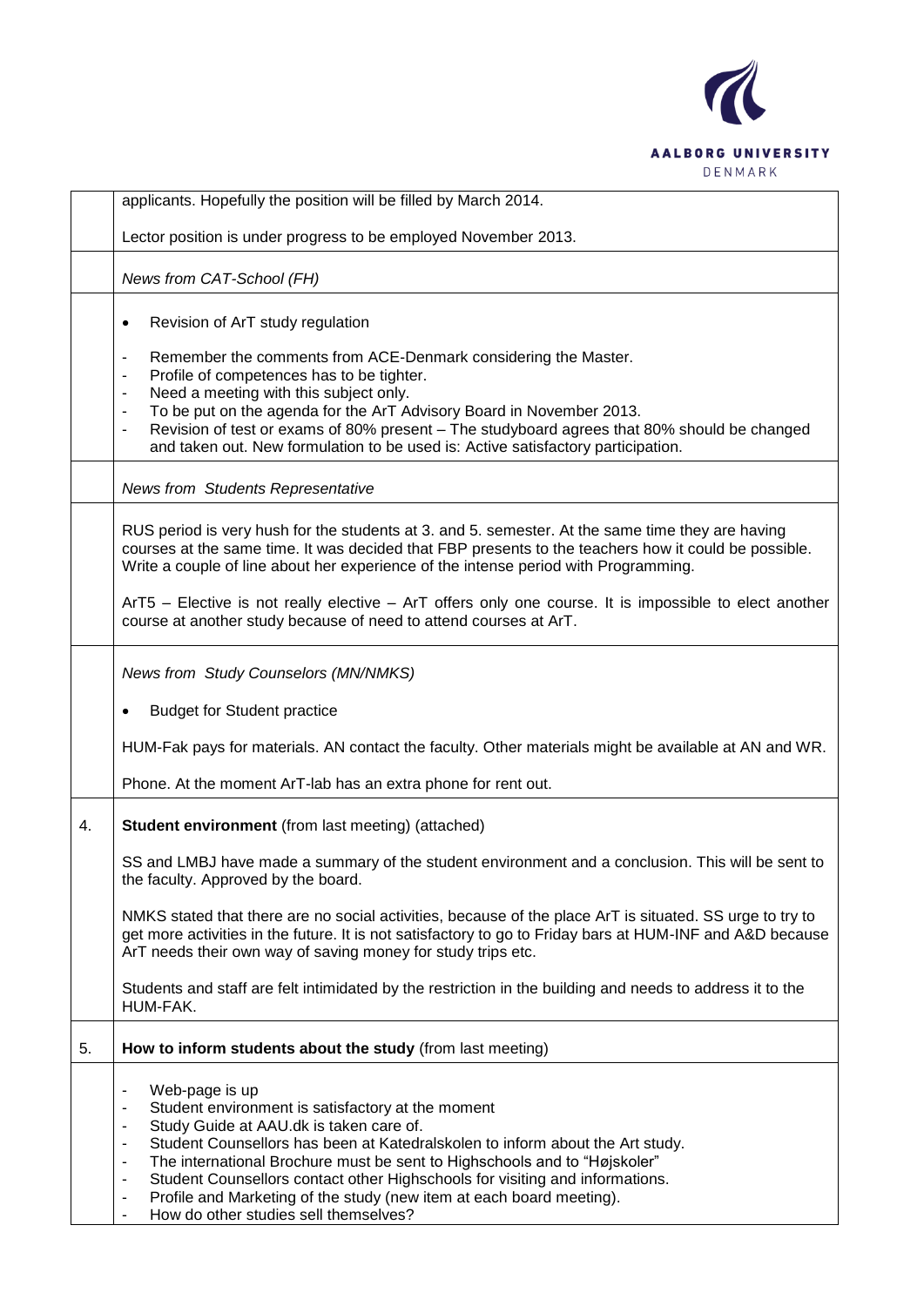| | |
|---|---|
| | applicants. Hopefully the position will be filled by March 2014.<br><br>Lector position is under progress to be employed November 2013. |
| | *News from CAT-School (FH)* |
| | • Revision of ArT study regulation<br><br>- Remember the comments from ACE-Denmark considering the Master.<br>- Profile of competences has to be tighter.<br>- Need a meeting with this subject only.<br>- To be put on the agenda for the ArT Advisory Board in November 2013.<br>- Revision of test or exams of 80% present – The studyboard agrees that 80% should be changed and taken out. New formulation to be used is: Active satisfactory participation. |
| | *News from Students Representative* |
| | RUS period is very hush for the students at 3. and 5. semester. At the same time they are having courses at the same time. It was decided that FBP presents to the teachers how it could be possible. Write a couple of line about her experience of the intense period with Programming.<br><br>ArT5 – Elective is not really elective – ArT offers only one course. It is impossible to elect another course at another study because of need to attend courses at ArT. |
| | *News from Study Counselors (MN/NMKS)*<br><br>• Budget for Student practice<br><br>HUM-Fak pays for materials. AN contact the faculty. Other materials might be available at AN and WR.<br><br>Phone. At the moment ArT-lab has an extra phone for rent out. |
| 4. | **Student environment** (from last meeting) (attached)<br><br>SS and LMBJ have made a summary of the student environment and a conclusion. This will be sent to the faculty. Approved by the board.<br><br>NMKS stated that there are no social activities, because of the place ArT is situated. SS urge to try to get more activities in the future. It is not satisfactory to go to Friday bars at HUM-INF and A&D because ArT needs their own way of saving money for study trips etc.<br><br>Students and staff are felt intimidated by the restriction in the building and needs to address it to the HUM-FAK. |
| 5. | **How to inform students about the study** (from last meeting) |
| | - Web-page is up<br>- Student environment is satisfactory at the moment<br>- Study Guide at AAU.dk is taken care of.<br>- Student Counsellors has been at Katedralskolen to inform about the Art study.<br>- The international Brochure must be sent to Highschools and to "Højskoler"<br>- Student Counsellors contact other Highschools for visiting and informations.<br>- Profile and Marketing of the study (new item at each board meeting).<br>- How do other studies sell themselves? |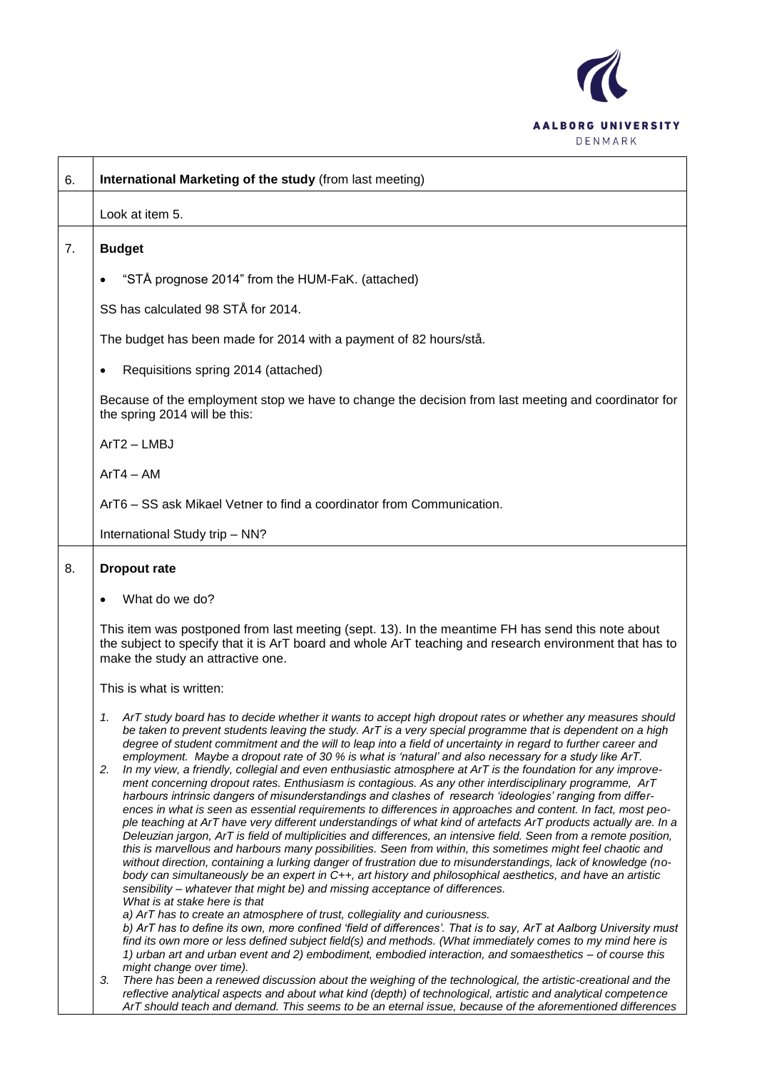| | |
|---|---|
| 6. | **International Marketing of the study** (from last meeting) |
| | Look at item 5. |
| 7. | **Budget** |
| | • "STÅ prognose 2014" from the HUM-FaK. (attached)<br><br>SS has calculated 98 STÅ for 2014.<br><br>The budget has been made for 2014 with a payment of 82 hours/stå.<br><br>• Requisitions spring 2014 (attached)<br><br>Because of the employment stop we have to change the decision from last meeting and coordinator for the spring 2014 will be this:<br><br>ArT2 – LMBJ<br><br>ArT4 – AM<br><br>ArT6 – SS ask Mikael Vetner to find a coordinator from Communication.<br><br>International Study trip – NN? |
| 8. | **Dropout rate** |
| | • What do we do?<br><br>This item was postponed from last meeting (sept. 13). In the meantime FH has send this note about the subject to specify that it is ArT board and whole ArT teaching and research environment that has to make the study an attractive one.<br><br>This is what is written:<br><br>*1. ArT study board has to decide whether it wants to accept high dropout rates or whether any measures should be taken to prevent students leaving the study. ArT is a very special programme that is dependent on a high degree of student commitment and the will to leap into a field of uncertainty in regard to further career and employment. Maybe a dropout rate of 30 % is what is 'natural' and also necessary for a study like ArT.*<br>*2. In my view, a friendly, collegial and even enthusiastic atmosphere at ArT is the foundation for any improvement concerning dropout rates. Enthusiasm is contagious. As any other interdisciplinary programme, ArT harbours intrinsic dangers of misunderstandings and clashes of research 'ideologies' ranging from differences in what is seen as essential requirements to differences in approaches and content. In fact, most people teaching at ArT have very different understandings of what kind of artefacts ArT products actually are. In a Deleuzian jargon, ArT is field of multiplicities and differences, an intensive field. Seen from a remote position, this is marvellous and harbours many possibilities. Seen from within, this sometimes might feel chaotic and without direction, containing a lurking danger of frustration due to misunderstandings, lack of knowledge (nobody can simultaneously be an expert in C++, art history and philosophical aesthetics, and have an artistic sensibility – whatever that might be) and missing acceptance of differences.*<br>*What is at stake here is that*<br>*a) ArT has to create an atmosphere of trust, collegiality and curiousness.*<br>*b) ArT has to define its own, more confined 'field of differences'. That is to say, ArT at Aalborg University must find its own more or less defined subject field(s) and methods. (What immediately comes to my mind here is 1) urban art and urban event and 2) embodiment, embodied interaction, and somaesthetics – of course this might change over time).*<br>*3. There has been a renewed discussion about the weighing of the technological, the artistic-creational and the reflective analytical aspects and about what kind (depth) of technological, artistic and analytical competence ArT should teach and demand. This seems to be an eternal issue, because of the aforementioned differences* |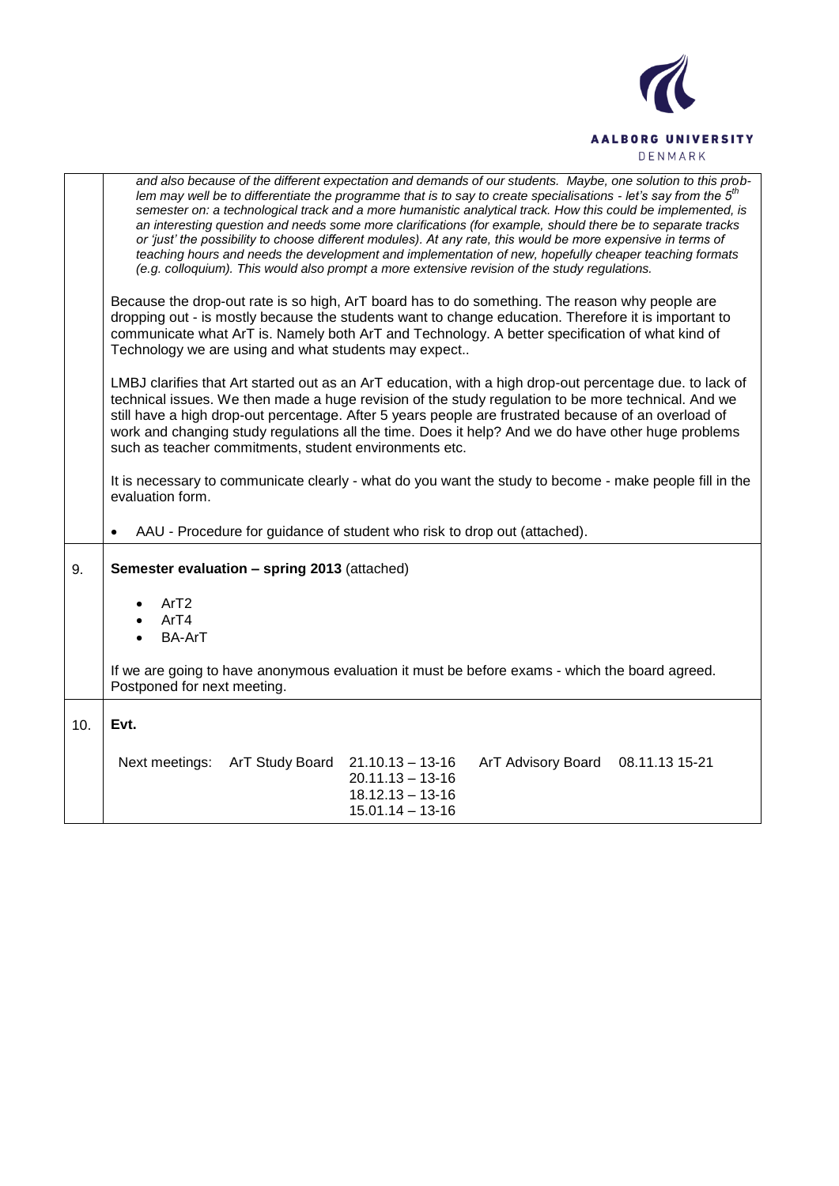| | |
|---|---|
| | *and also because of the different expectation and demands of our students. Maybe, one solution to this problem may well be to differentiate the programme that is to say to create specialisations - let's say from the 5th semester on: a technological track and a more humanistic analytical track. How this could be implemented, is an interesting question and needs some more clarifications (for example, should there be to separate tracks or 'just' the possibility to choose different modules). At any rate, this would be more expensive in terms of teaching hours and needs the development and implementation of new, hopefully cheaper teaching formats (e.g. colloquium). This would also prompt a more extensive revision of the study regulations.*<br><br>Because the drop-out rate is so high, ArT board has to do something. The reason why people are dropping out - is mostly because the students want to change education. Therefore it is important to communicate what ArT is. Namely both ArT and Technology. A better specification of what kind of Technology we are using and what students may expect..<br><br>LMBJ clarifies that Art started out as an ArT education, with a high drop-out percentage due. to lack of technical issues. We then made a huge revision of the study regulation to be more technical. And we still have a high drop-out percentage. After 5 years people are frustrated because of an overload of work and changing study regulations all the time. Does it help? And we do have other huge problems such as teacher commitments, student environments etc.<br><br>It is necessary to communicate clearly - what do you want the study to become - make people fill in the evaluation form.<br><br>• AAU - Procedure for guidance of student who risk to drop out (attached). |
| 9. | **Semester evaluation – spring 2013** (attached)<br><br>• ArT2<br>• ArT4<br>• BA-ArT<br><br>If we are going to have anonymous evaluation it must be before exams - which the board agreed. Postponed for next meeting. |
| 10. | **Evt.**<br><br>Next meetings: ArT Study Board 21.10.13 – 13-16, 20.11.13 – 13-16, 18.12.13 – 13-16, 15.01.14 – 13-16; ArT Advisory Board 08.11.13 15-21 |